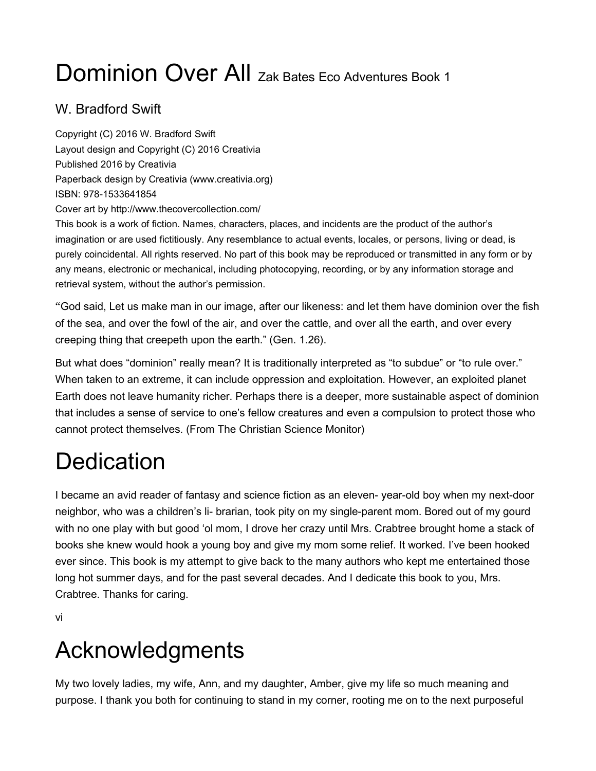# Dominion Over All Zak Bates Eco Adventures Book 1

## W. Bradford Swift

Copyright (C) 2016 W. Bradford Swift
Layout design and Copyright (C) 2016 Creativia
Published 2016 by Creativia
Paperback design by Creativia (www.creativia.org)
ISBN: 978-1533641854
Cover art by http://www.thecovercollection.com/
This book is a work of fiction. Names, characters, places, and incidents are the product of the author's imagination or are used fictitiously. Any resemblance to actual events, locales, or persons, living or dead, is purely coincidental. All rights reserved. No part of this book may be reproduced or transmitted in any form or by any means, electronic or mechanical, including photocopying, recording, or by any information storage and retrieval system, without the author's permission.

"God said, Let us make man in our image, after our likeness: and let them have dominion over the fish of the sea, and over the fowl of the air, and over the cattle, and over all the earth, and over every creeping thing that creepeth upon the earth." (Gen. 1.26).

But what does "dominion" really mean? It is traditionally interpreted as "to subdue" or "to rule over." When taken to an extreme, it can include oppression and exploitation. However, an exploited planet Earth does not leave humanity richer. Perhaps there is a deeper, more sustainable aspect of dominion that includes a sense of service to one's fellow creatures and even a compulsion to protect those who cannot protect themselves. (From The Christian Science Monitor)

# Dedication

I became an avid reader of fantasy and science fiction as an eleven- year-old boy when my next-door neighbor, who was a children's li- brarian, took pity on my single-parent mom. Bored out of my gourd with no one play with but good 'ol mom, I drove her crazy until Mrs. Crabtree brought home a stack of books she knew would hook a young boy and give my mom some relief. It worked. I've been hooked ever since. This book is my attempt to give back to the many authors who kept me entertained those long hot summer days, and for the past several decades. And I dedicate this book to you, Mrs. Crabtree. Thanks for caring.

# Acknowledgments

My two lovely ladies, my wife, Ann, and my daughter, Amber, give my life so much meaning and purpose. I thank you both for continuing to stand in my corner, rooting me on to the next purposeful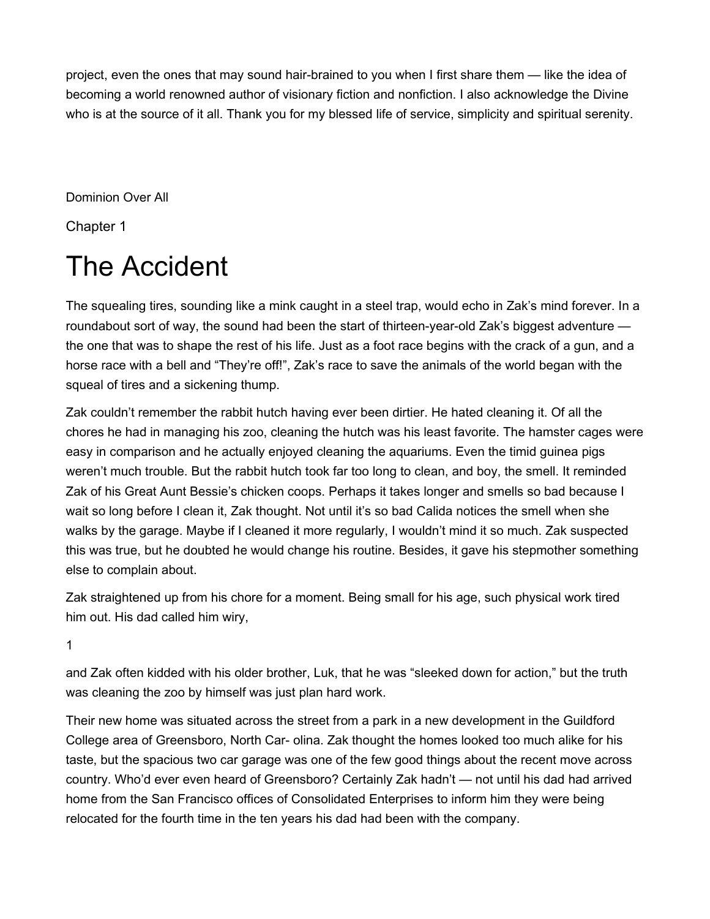project, even the ones that may sound hair-brained to you when I first share them — like the idea of becoming a world renowned author of visionary fiction and nonfiction. I also acknowledge the Divine who is at the source of it all. Thank you for my blessed life of service, simplicity and spiritual serenity.

Dominion Over All

Chapter 1

# The Accident

The squealing tires, sounding like a mink caught in a steel trap, would echo in Zak's mind forever. In a roundabout sort of way, the sound had been the start of thirteen-year-old Zak's biggest adventure — the one that was to shape the rest of his life. Just as a foot race begins with the crack of a gun, and a horse race with a bell and "They're off!", Zak's race to save the animals of the world began with the squeal of tires and a sickening thump.

Zak couldn't remember the rabbit hutch having ever been dirtier. He hated cleaning it. Of all the chores he had in managing his zoo, cleaning the hutch was his least favorite. The hamster cages were easy in comparison and he actually enjoyed cleaning the aquariums. Even the timid guinea pigs weren't much trouble. But the rabbit hutch took far too long to clean, and boy, the smell. It reminded Zak of his Great Aunt Bessie's chicken coops. Perhaps it takes longer and smells so bad because I wait so long before I clean it, Zak thought. Not until it's so bad Calida notices the smell when she walks by the garage. Maybe if I cleaned it more regularly, I wouldn't mind it so much. Zak suspected this was true, but he doubted he would change his routine. Besides, it gave his stepmother something else to complain about.

Zak straightened up from his chore for a moment. Being small for his age, such physical work tired him out. His dad called him wiry, and Zak often kidded with his older brother, Luk, that he was "sleeked down for action," but the truth was cleaning the zoo by himself was just plan hard work.

Their new home was situated across the street from a park in a new development in the Guildford College area of Greensboro, North Car- olina. Zak thought the homes looked too much alike for his taste, but the spacious two car garage was one of the few good things about the recent move across country. Who'd ever even heard of Greensboro? Certainly Zak hadn't — not until his dad had arrived home from the San Francisco offices of Consolidated Enterprises to inform him they were being relocated for the fourth time in the ten years his dad had been with the company.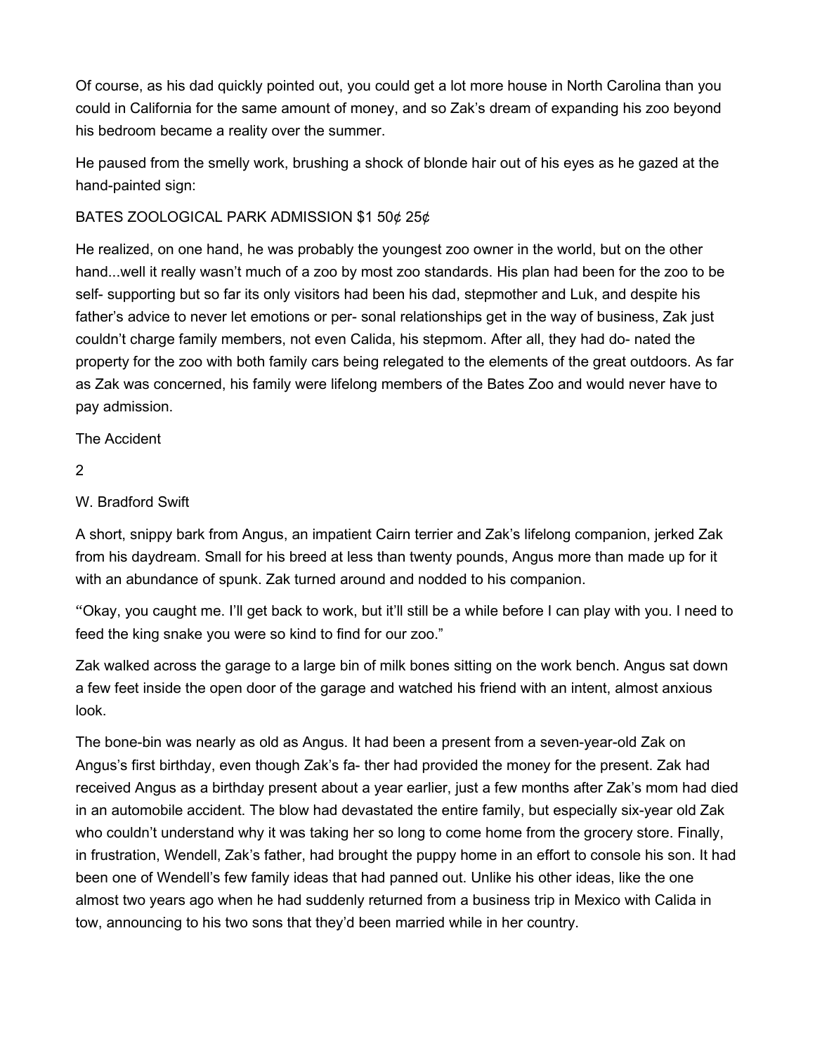Of course, as his dad quickly pointed out, you could get a lot more house in North Carolina than you could in California for the same amount of money, and so Zak's dream of expanding his zoo beyond his bedroom became a reality over the summer.

He paused from the smelly work, brushing a shock of blonde hair out of his eyes as he gazed at the hand-painted sign:

BATES ZOOLOGICAL PARK ADMISSION $1 50¢ 25¢

He realized, on one hand, he was probably the youngest zoo owner in the world, but on the other hand...well it really wasn't much of a zoo by most zoo standards. His plan had been for the zoo to be self- supporting but so far its only visitors had been his dad, stepmother and Luk, and despite his father's advice to never let emotions or per- sonal relationships get in the way of business, Zak just couldn't charge family members, not even Calida, his stepmom. After all, they had do- nated the property for the zoo with both family cars being relegated to the elements of the great outdoors. As far as Zak was concerned, his family were lifelong members of the Bates Zoo and would never have to pay admission.

A short, snippy bark from Angus, an impatient Cairn terrier and Zak's lifelong companion, jerked Zak from his daydream. Small for his breed at less than twenty pounds, Angus more than made up for it with an abundance of spunk. Zak turned around and nodded to his companion.

"Okay, you caught me. I'll get back to work, but it'll still be a while before I can play with you. I need to feed the king snake you were so kind to find for our zoo."

Zak walked across the garage to a large bin of milk bones sitting on the work bench. Angus sat down a few feet inside the open door of the garage and watched his friend with an intent, almost anxious look.

The bone-bin was nearly as old as Angus. It had been a present from a seven-year-old Zak on Angus's first birthday, even though Zak's fa- ther had provided the money for the present. Zak had received Angus as a birthday present about a year earlier, just a few months after Zak's mom had died in an automobile accident. The blow had devastated the entire family, but especially six-year old Zak who couldn't understand why it was taking her so long to come home from the grocery store. Finally, in frustration, Wendell, Zak's father, had brought the puppy home in an effort to console his son. It had been one of Wendell's few family ideas that had panned out. Unlike his other ideas, like the one almost two years ago when he had suddenly returned from a business trip in Mexico with Calida in tow, announcing to his two sons that they'd been married while in her country.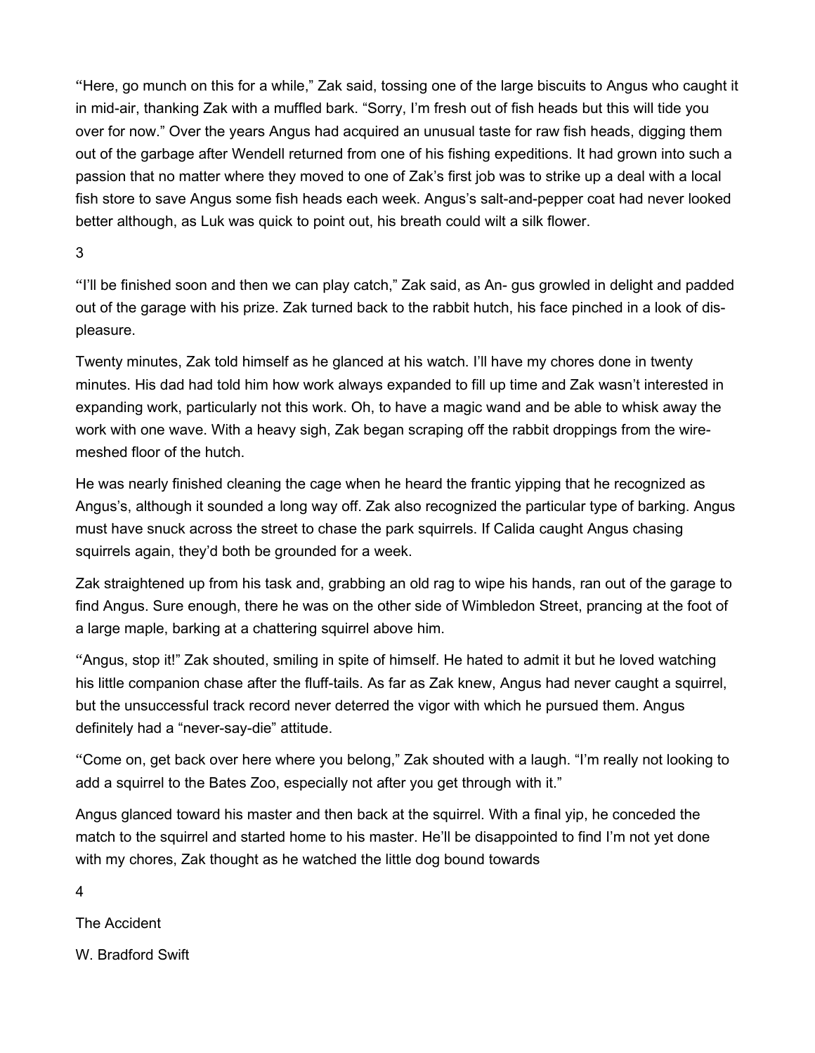"Here, go munch on this for a while," Zak said, tossing one of the large biscuits to Angus who caught it in mid-air, thanking Zak with a muffled bark. "Sorry, I'm fresh out of fish heads but this will tide you over for now." Over the years Angus had acquired an unusual taste for raw fish heads, digging them out of the garbage after Wendell returned from one of his fishing expeditions. It had grown into such a passion that no matter where they moved to one of Zak's first job was to strike up a deal with a local fish store to save Angus some fish heads each week. Angus's salt-and-pepper coat had never looked better although, as Luk was quick to point out, his breath could wilt a silk flower.

"I'll be finished soon and then we can play catch," Zak said, as Angus growled in delight and padded out of the garage with his prize. Zak turned back to the rabbit hutch, his face pinched in a look of displeasure.

Twenty minutes, Zak told himself as he glanced at his watch. I'll have my chores done in twenty minutes. His dad had told him how work always expanded to fill up time and Zak wasn't interested in expanding work, particularly not this work. Oh, to have a magic wand and be able to whisk away the work with one wave. With a heavy sigh, Zak began scraping off the rabbit droppings from the wire-meshed floor of the hutch.

He was nearly finished cleaning the cage when he heard the frantic yipping that he recognized as Angus's, although it sounded a long way off. Zak also recognized the particular type of barking. Angus must have snuck across the street to chase the park squirrels. If Calida caught Angus chasing squirrels again, they'd both be grounded for a week.

Zak straightened up from his task and, grabbing an old rag to wipe his hands, ran out of the garage to find Angus. Sure enough, there he was on the other side of Wimbledon Street, prancing at the foot of a large maple, barking at a chattering squirrel above him.

"Angus, stop it!" Zak shouted, smiling in spite of himself. He hated to admit it but he loved watching his little companion chase after the fluff-tails. As far as Zak knew, Angus had never caught a squirrel, but the unsuccessful track record never deterred the vigor with which he pursued them. Angus definitely had a "never-say-die" attitude.

"Come on, get back over here where you belong," Zak shouted with a laugh. "I'm really not looking to add a squirrel to the Bates Zoo, especially not after you get through with it."

Angus glanced toward his master and then back at the squirrel. With a final yip, he conceded the match to the squirrel and started home to his master. He'll be disappointed to find I'm not yet done with my chores, Zak thought as he watched the little dog bound towards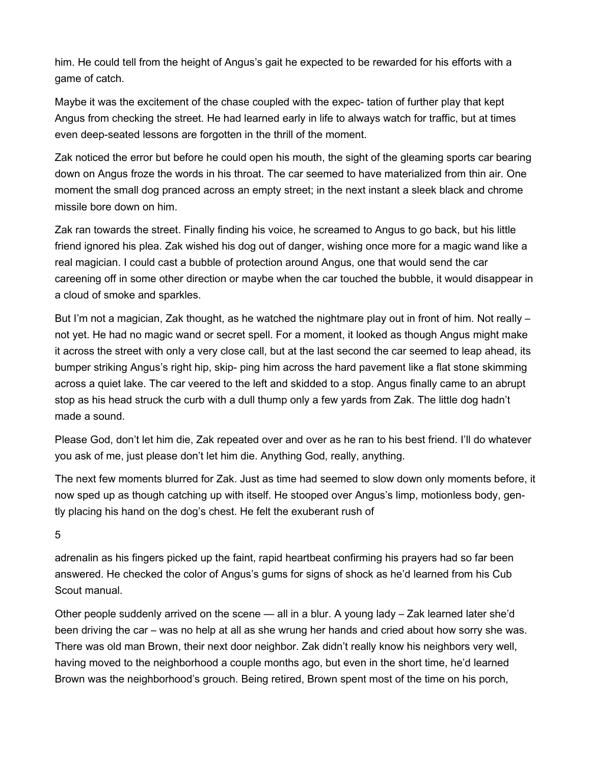him. He could tell from the height of Angus's gait he expected to be rewarded for his efforts with a game of catch.

Maybe it was the excitement of the chase coupled with the expec- tation of further play that kept Angus from checking the street. He had learned early in life to always watch for traffic, but at times even deep-seated lessons are forgotten in the thrill of the moment.

Zak noticed the error but before he could open his mouth, the sight of the gleaming sports car bearing down on Angus froze the words in his throat. The car seemed to have materialized from thin air. One moment the small dog pranced across an empty street; in the next instant a sleek black and chrome missile bore down on him.

Zak ran towards the street. Finally finding his voice, he screamed to Angus to go back, but his little friend ignored his plea. Zak wished his dog out of danger, wishing once more for a magic wand like a real magician. I could cast a bubble of protection around Angus, one that would send the car careening off in some other direction or maybe when the car touched the bubble, it would disappear in a cloud of smoke and sparkles.

But I'm not a magician, Zak thought, as he watched the nightmare play out in front of him. Not really – not yet. He had no magic wand or secret spell. For a moment, it looked as though Angus might make it across the street with only a very close call, but at the last second the car seemed to leap ahead, its bumper striking Angus's right hip, skip- ping him across the hard pavement like a flat stone skimming across a quiet lake. The car veered to the left and skidded to a stop. Angus finally came to an abrupt stop as his head struck the curb with a dull thump only a few yards from Zak. The little dog hadn't made a sound.

Please God, don't let him die, Zak repeated over and over as he ran to his best friend. I'll do whatever you ask of me, just please don't let him die. Anything God, really, anything.

The next few moments blurred for Zak. Just as time had seemed to slow down only moments before, it now sped up as though catching up with itself. He stooped over Angus's limp, motionless body, gen- tly placing his hand on the dog's chest. He felt the exuberant rush of adrenalin as his fingers picked up the faint, rapid heartbeat confirming his prayers had so far been answered. He checked the color of Angus's gums for signs of shock as he'd learned from his Cub Scout manual.

Other people suddenly arrived on the scene — all in a blur. A young lady – Zak learned later she'd been driving the car – was no help at all as she wrung her hands and cried about how sorry she was. There was old man Brown, their next door neighbor. Zak didn't really know his neighbors very well, having moved to the neighborhood a couple months ago, but even in the short time, he'd learned Brown was the neighborhood's grouch. Being retired, Brown spent most of the time on his porch,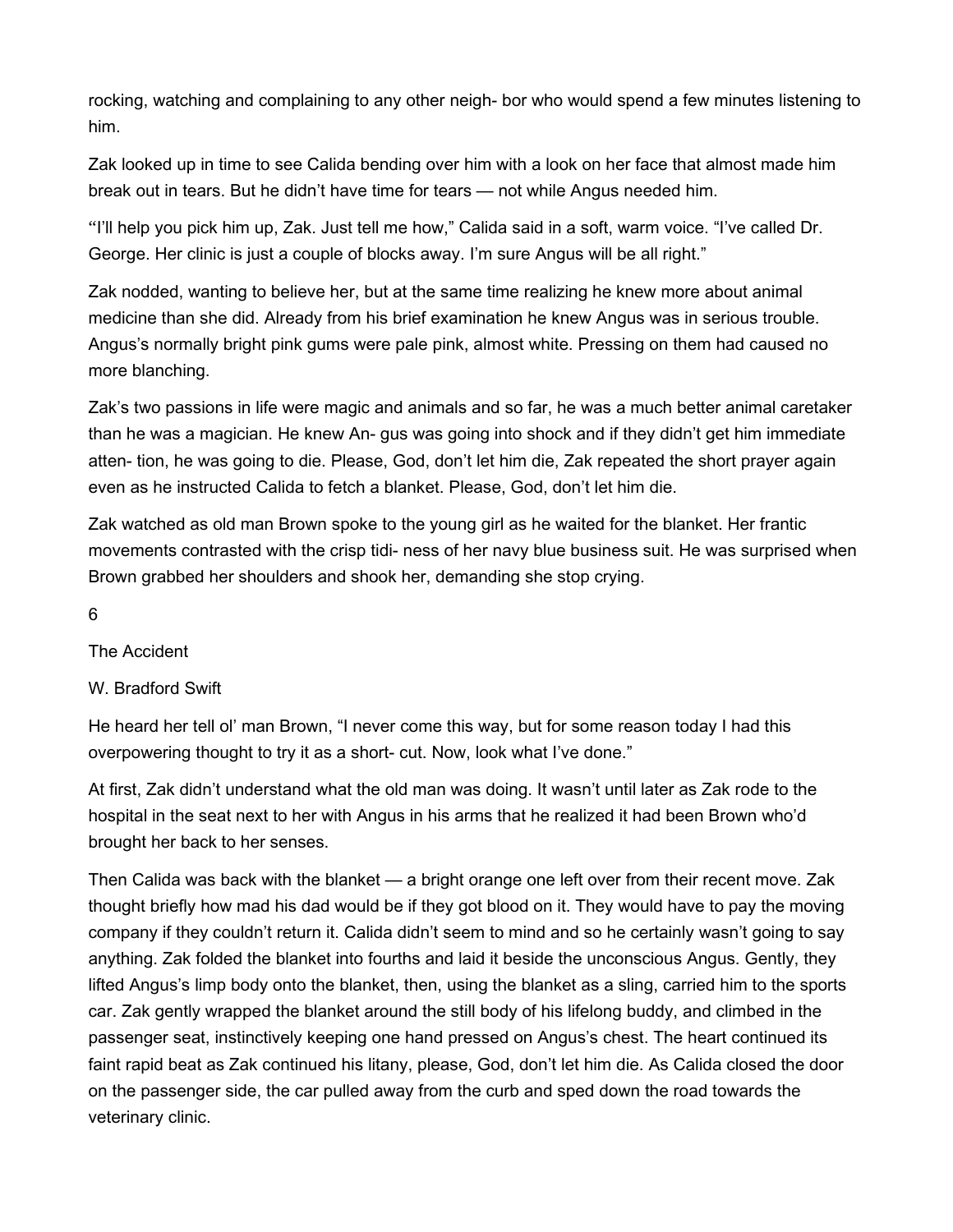rocking, watching and complaining to any other neigh- bor who would spend a few minutes listening to him.

Zak looked up in time to see Calida bending over him with a look on her face that almost made him break out in tears. But he didn't have time for tears — not while Angus needed him.

"I'll help you pick him up, Zak. Just tell me how," Calida said in a soft, warm voice. "I've called Dr. George. Her clinic is just a couple of blocks away. I'm sure Angus will be all right."

Zak nodded, wanting to believe her, but at the same time realizing he knew more about animal medicine than she did. Already from his brief examination he knew Angus was in serious trouble. Angus's normally bright pink gums were pale pink, almost white. Pressing on them had caused no more blanching.

Zak's two passions in life were magic and animals and so far, he was a much better animal caretaker than he was a magician. He knew An- gus was going into shock and if they didn't get him immediate atten- tion, he was going to die. Please, God, don't let him die, Zak repeated the short prayer again even as he instructed Calida to fetch a blanket. Please, God, don't let him die.

Zak watched as old man Brown spoke to the young girl as he waited for the blanket. Her frantic movements contrasted with the crisp tidi- ness of her navy blue business suit. He was surprised when Brown grabbed her shoulders and shook her, demanding she stop crying.

He heard her tell ol' man Brown, "I never come this way, but for some reason today I had this overpowering thought to try it as a short- cut. Now, look what I've done."

At first, Zak didn't understand what the old man was doing. It wasn't until later as Zak rode to the hospital in the seat next to her with Angus in his arms that he realized it had been Brown who'd brought her back to her senses.

Then Calida was back with the blanket — a bright orange one left over from their recent move. Zak thought briefly how mad his dad would be if they got blood on it. They would have to pay the moving company if they couldn't return it. Calida didn't seem to mind and so he certainly wasn't going to say anything. Zak folded the blanket into fourths and laid it beside the unconscious Angus. Gently, they lifted Angus's limp body onto the blanket, then, using the blanket as a sling, carried him to the sports car. Zak gently wrapped the blanket around the still body of his lifelong buddy, and climbed in the passenger seat, instinctively keeping one hand pressed on Angus's chest. The heart continued its faint rapid beat as Zak continued his litany, please, God, don't let him die. As Calida closed the door on the passenger side, the car pulled away from the curb and sped down the road towards the veterinary clinic.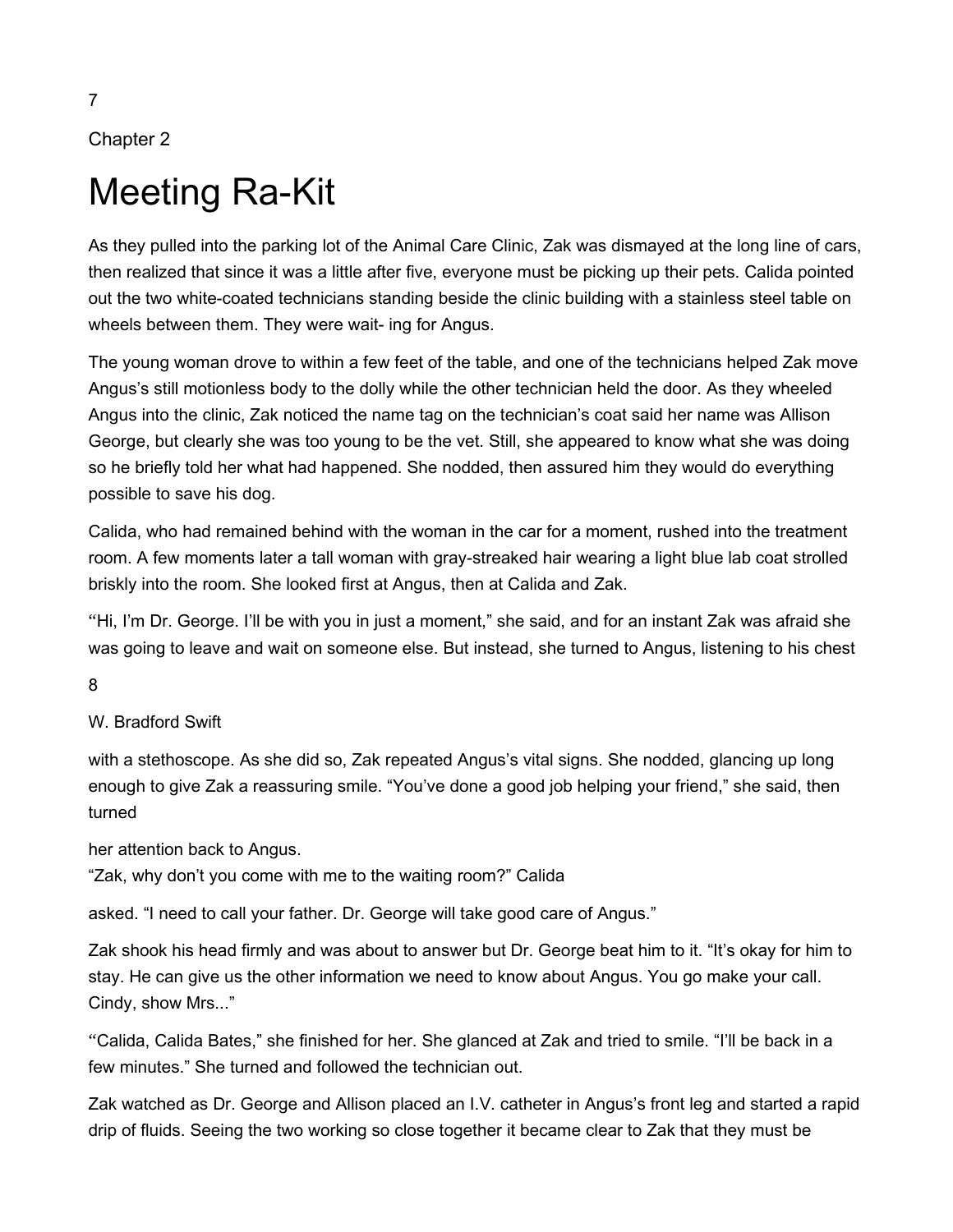Chapter 2

# Meeting Ra-Kit

As they pulled into the parking lot of the Animal Care Clinic, Zak was dismayed at the long line of cars, then realized that since it was a little after five, everyone must be picking up their pets. Calida pointed out the two white-coated technicians standing beside the clinic building with a stainless steel table on wheels between them. They were wait- ing for Angus.

The young woman drove to within a few feet of the table, and one of the technicians helped Zak move Angus's still motionless body to the dolly while the other technician held the door. As they wheeled Angus into the clinic, Zak noticed the name tag on the technician's coat said her name was Allison George, but clearly she was too young to be the vet. Still, she appeared to know what she was doing so he briefly told her what had happened. She nodded, then assured him they would do everything possible to save his dog.

Calida, who had remained behind with the woman in the car for a moment, rushed into the treatment room. A few moments later a tall woman with gray-streaked hair wearing a light blue lab coat strolled briskly into the room. She looked first at Angus, then at Calida and Zak.

"Hi, I'm Dr. George. I'll be with you in just a moment," she said, and for an instant Zak was afraid she was going to leave and wait on someone else. But instead, she turned to Angus, listening to his chest with a stethoscope. As she did so, Zak repeated Angus's vital signs. She nodded, glancing up long enough to give Zak a reassuring smile. "You've done a good job helping your friend," she said, then turned her attention back to Angus.

"Zak, why don't you come with me to the waiting room?" Calida asked. "I need to call your father. Dr. George will take good care of Angus."

Zak shook his head firmly and was about to answer but Dr. George beat him to it. "It's okay for him to stay. He can give us the other information we need to know about Angus. You go make your call. Cindy, show Mrs..."

"Calida, Calida Bates," she finished for her. She glanced at Zak and tried to smile. "I'll be back in a few minutes." She turned and followed the technician out.

Zak watched as Dr. George and Allison placed an I.V. catheter in Angus's front leg and started a rapid drip of fluids. Seeing the two working so close together it became clear to Zak that they must be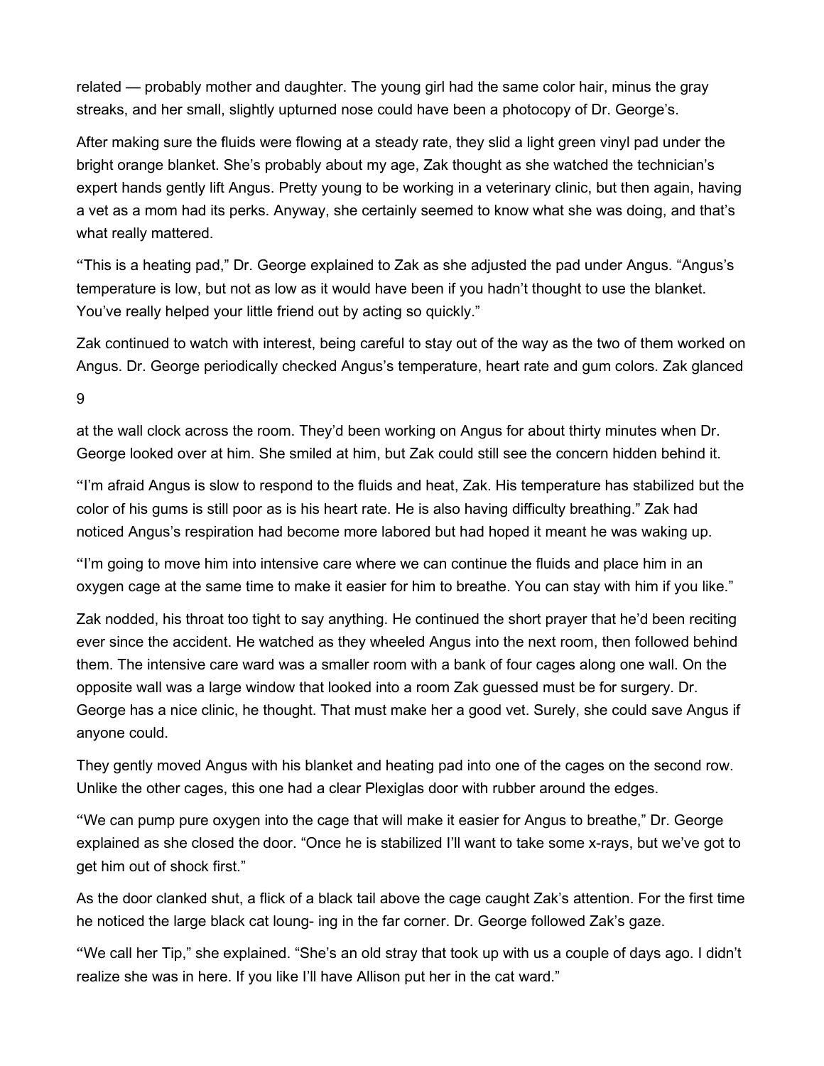related — probably mother and daughter. The young girl had the same color hair, minus the gray streaks, and her small, slightly upturned nose could have been a photocopy of Dr. George's.

After making sure the fluids were flowing at a steady rate, they slid a light green vinyl pad under the bright orange blanket. She's probably about my age, Zak thought as she watched the technician's expert hands gently lift Angus. Pretty young to be working in a veterinary clinic, but then again, having a vet as a mom had its perks. Anyway, she certainly seemed to know what she was doing, and that's what really mattered.

"This is a heating pad," Dr. George explained to Zak as she adjusted the pad under Angus. "Angus's temperature is low, but not as low as it would have been if you hadn't thought to use the blanket. You've really helped your little friend out by acting so quickly."

Zak continued to watch with interest, being careful to stay out of the way as the two of them worked on Angus. Dr. George periodically checked Angus's temperature, heart rate and gum colors. Zak glanced at the wall clock across the room. They'd been working on Angus for about thirty minutes when Dr. George looked over at him. She smiled at him, but Zak could still see the concern hidden behind it.

"I'm afraid Angus is slow to respond to the fluids and heat, Zak. His temperature has stabilized but the color of his gums is still poor as is his heart rate. He is also having difficulty breathing." Zak had noticed Angus's respiration had become more labored but had hoped it meant he was waking up.

"I'm going to move him into intensive care where we can continue the fluids and place him in an oxygen cage at the same time to make it easier for him to breathe. You can stay with him if you like."

Zak nodded, his throat too tight to say anything. He continued the short prayer that he'd been reciting ever since the accident. He watched as they wheeled Angus into the next room, then followed behind them. The intensive care ward was a smaller room with a bank of four cages along one wall. On the opposite wall was a large window that looked into a room Zak guessed must be for surgery. Dr. George has a nice clinic, he thought. That must make her a good vet. Surely, she could save Angus if anyone could.

They gently moved Angus with his blanket and heating pad into one of the cages on the second row. Unlike the other cages, this one had a clear Plexiglas door with rubber around the edges.

"We can pump pure oxygen into the cage that will make it easier for Angus to breathe," Dr. George explained as she closed the door. "Once he is stabilized I'll want to take some x-rays, but we've got to get him out of shock first."

As the door clanked shut, a flick of a black tail above the cage caught Zak's attention. For the first time he noticed the large black cat loung- ing in the far corner. Dr. George followed Zak's gaze.

"We call her Tip," she explained. "She's an old stray that took up with us a couple of days ago. I didn't realize she was in here. If you like I'll have Allison put her in the cat ward."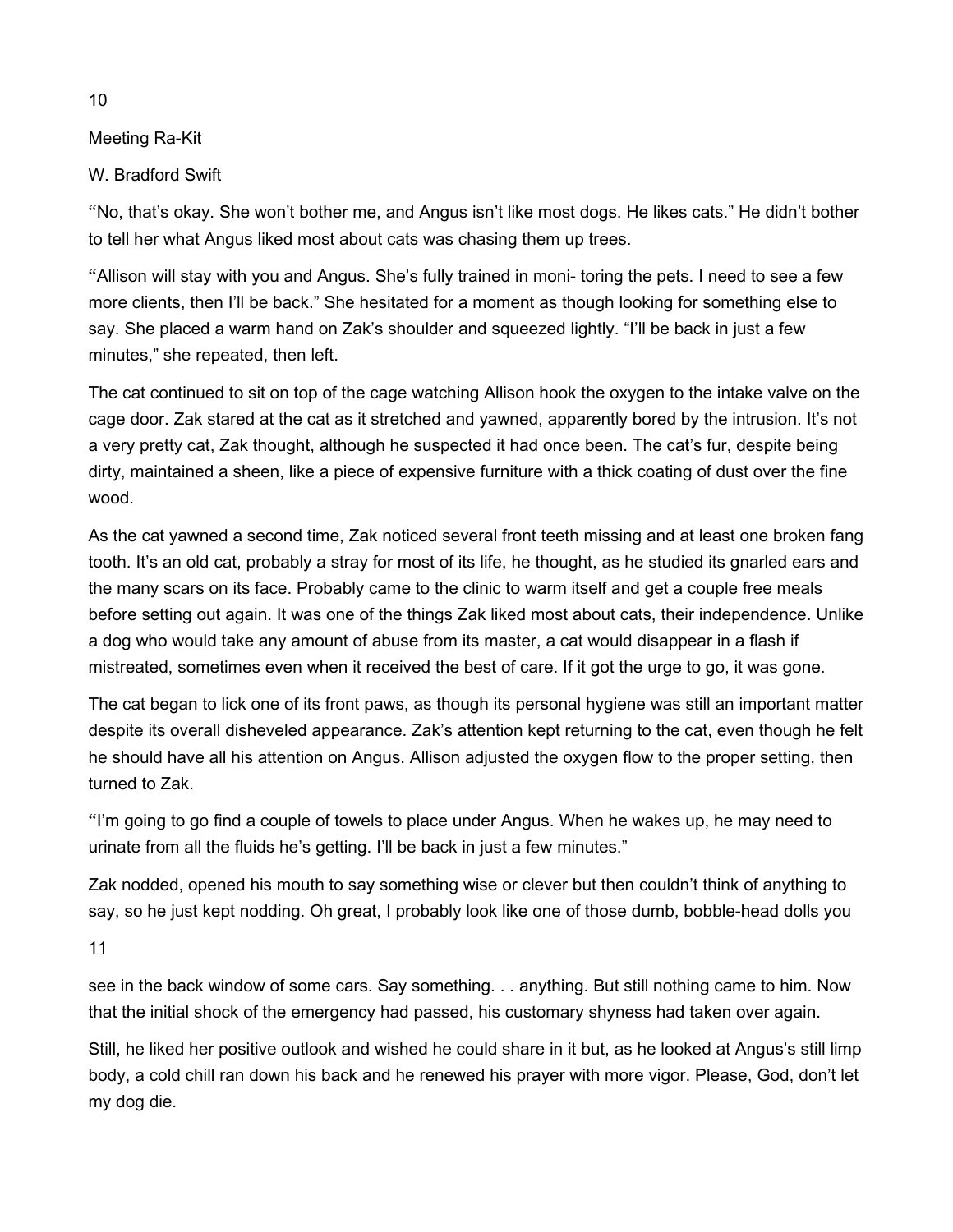"No, that's okay. She won't bother me, and Angus isn't like most dogs. He likes cats." He didn't bother to tell her what Angus liked most about cats was chasing them up trees.

"Allison will stay with you and Angus. She's fully trained in moni- toring the pets. I need to see a few more clients, then I'll be back." She hesitated for a moment as though looking for something else to say. She placed a warm hand on Zak's shoulder and squeezed lightly. "I'll be back in just a few minutes," she repeated, then left.

The cat continued to sit on top of the cage watching Allison hook the oxygen to the intake valve on the cage door. Zak stared at the cat as it stretched and yawned, apparently bored by the intrusion. It's not a very pretty cat, Zak thought, although he suspected it had once been. The cat's fur, despite being dirty, maintained a sheen, like a piece of expensive furniture with a thick coating of dust over the fine wood.

As the cat yawned a second time, Zak noticed several front teeth missing and at least one broken fang tooth. It's an old cat, probably a stray for most of its life, he thought, as he studied its gnarled ears and the many scars on its face. Probably came to the clinic to warm itself and get a couple free meals before setting out again. It was one of the things Zak liked most about cats, their independence. Unlike a dog who would take any amount of abuse from its master, a cat would disappear in a flash if mistreated, sometimes even when it received the best of care. If it got the urge to go, it was gone.

The cat began to lick one of its front paws, as though its personal hygiene was still an important matter despite its overall disheveled appearance. Zak's attention kept returning to the cat, even though he felt he should have all his attention on Angus. Allison adjusted the oxygen flow to the proper setting, then turned to Zak.

"I'm going to go find a couple of towels to place under Angus. When he wakes up, he may need to urinate from all the fluids he's getting. I'll be back in just a few minutes."

Zak nodded, opened his mouth to say something wise or clever but then couldn't think of anything to say, so he just kept nodding. Oh great, I probably look like one of those dumb, bobble-head dolls you see in the back window of some cars. Say something. . . anything. But still nothing came to him. Now that the initial shock of the emergency had passed, his customary shyness had taken over again.

Still, he liked her positive outlook and wished he could share in it but, as he looked at Angus's still limp body, a cold chill ran down his back and he renewed his prayer with more vigor. Please, God, don't let my dog die.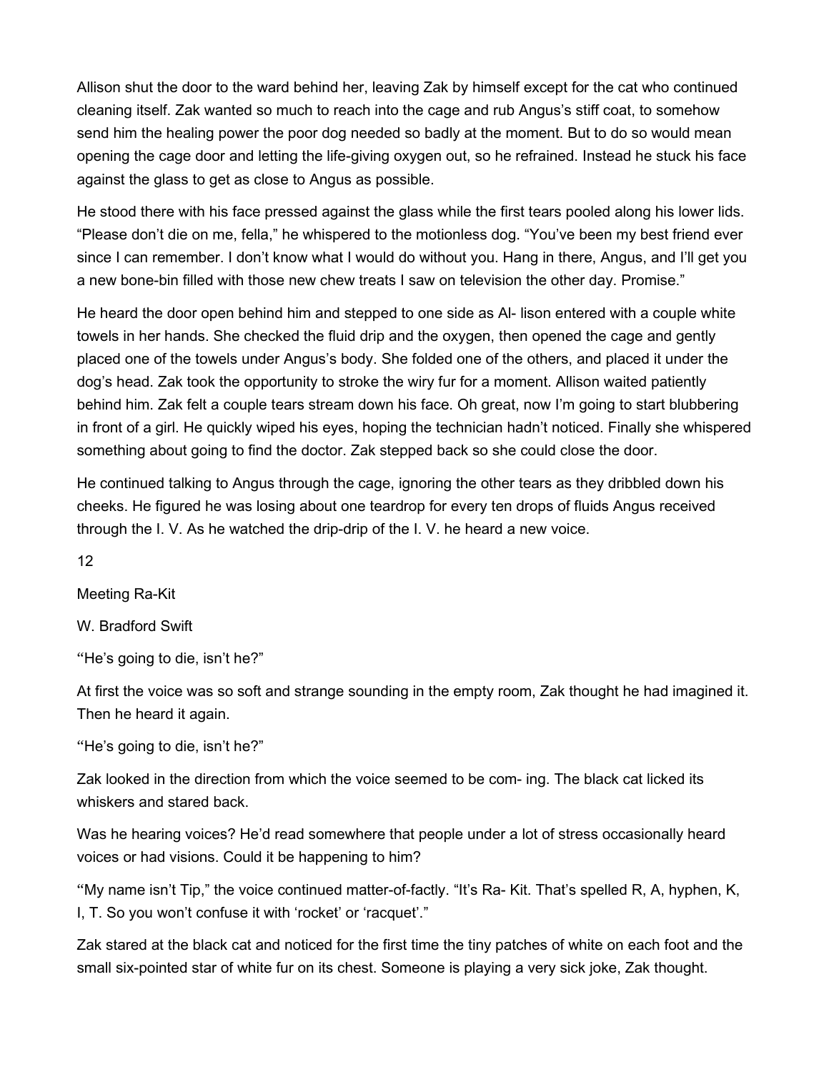Allison shut the door to the ward behind her, leaving Zak by himself except for the cat who continued cleaning itself. Zak wanted so much to reach into the cage and rub Angus's stiff coat, to somehow send him the healing power the poor dog needed so badly at the moment. But to do so would mean opening the cage door and letting the life-giving oxygen out, so he refrained. Instead he stuck his face against the glass to get as close to Angus as possible.

He stood there with his face pressed against the glass while the first tears pooled along his lower lids. "Please don't die on me, fella," he whispered to the motionless dog. "You've been my best friend ever since I can remember. I don't know what I would do without you. Hang in there, Angus, and I'll get you a new bone-bin filled with those new chew treats I saw on television the other day. Promise."

He heard the door open behind him and stepped to one side as Al- lison entered with a couple white towels in her hands. She checked the fluid drip and the oxygen, then opened the cage and gently placed one of the towels under Angus's body. She folded one of the others, and placed it under the dog's head. Zak took the opportunity to stroke the wiry fur for a moment. Allison waited patiently behind him. Zak felt a couple tears stream down his face. Oh great, now I'm going to start blubbering in front of a girl. He quickly wiped his eyes, hoping the technician hadn't noticed. Finally she whispered something about going to find the doctor. Zak stepped back so she could close the door.

He continued talking to Angus through the cage, ignoring the other tears as they dribbled down his cheeks. He figured he was losing about one teardrop for every ten drops of fluids Angus received through the I. V. As he watched the drip-drip of the I. V. he heard a new voice.

"He's going to die, isn't he?"

At first the voice was so soft and strange sounding in the empty room, Zak thought he had imagined it. Then he heard it again.

"He's going to die, isn't he?"

Zak looked in the direction from which the voice seemed to be com- ing. The black cat licked its whiskers and stared back.

Was he hearing voices? He'd read somewhere that people under a lot of stress occasionally heard voices or had visions. Could it be happening to him?

"My name isn't Tip," the voice continued matter-of-factly. "It's Ra- Kit. That's spelled R, A, hyphen, K, I, T. So you won't confuse it with 'rocket' or 'racquet'."

Zak stared at the black cat and noticed for the first time the tiny patches of white on each foot and the small six-pointed star of white fur on its chest. Someone is playing a very sick joke, Zak thought.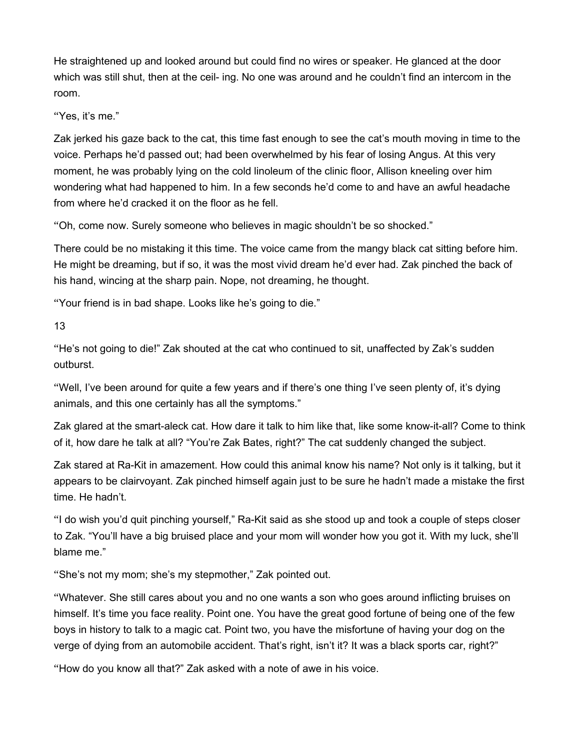He straightened up and looked around but could find no wires or speaker. He glanced at the door which was still shut, then at the ceil- ing. No one was around and he couldn't find an intercom in the room.

"Yes, it's me."

Zak jerked his gaze back to the cat, this time fast enough to see the cat's mouth moving in time to the voice. Perhaps he'd passed out; had been overwhelmed by his fear of losing Angus. At this very moment, he was probably lying on the cold linoleum of the clinic floor, Allison kneeling over him wondering what had happened to him. In a few seconds he'd come to and have an awful headache from where he'd cracked it on the floor as he fell.

"Oh, come now. Surely someone who believes in magic shouldn't be so shocked."

There could be no mistaking it this time. The voice came from the mangy black cat sitting before him. He might be dreaming, but if so, it was the most vivid dream he'd ever had. Zak pinched the back of his hand, wincing at the sharp pain. Nope, not dreaming, he thought.

"Your friend is in bad shape. Looks like he's going to die."

"He's not going to die!" Zak shouted at the cat who continued to sit, unaffected by Zak's sudden outburst.

"Well, I've been around for quite a few years and if there's one thing I've seen plenty of, it's dying animals, and this one certainly has all the symptoms."

Zak glared at the smart-aleck cat. How dare it talk to him like that, like some know-it-all? Come to think of it, how dare he talk at all? "You're Zak Bates, right?" The cat suddenly changed the subject.

Zak stared at Ra-Kit in amazement. How could this animal know his name? Not only is it talking, but it appears to be clairvoyant. Zak pinched himself again just to be sure he hadn't made a mistake the first time. He hadn't.

"I do wish you'd quit pinching yourself," Ra-Kit said as she stood up and took a couple of steps closer to Zak. "You'll have a big bruised place and your mom will wonder how you got it. With my luck, she'll blame me."

"She's not my mom; she's my stepmother," Zak pointed out.

"Whatever. She still cares about you and no one wants a son who goes around inflicting bruises on himself. It's time you face reality. Point one. You have the great good fortune of being one of the few boys in history to talk to a magic cat. Point two, you have the misfortune of having your dog on the verge of dying from an automobile accident. That's right, isn't it? It was a black sports car, right?"

"How do you know all that?" Zak asked with a note of awe in his voice.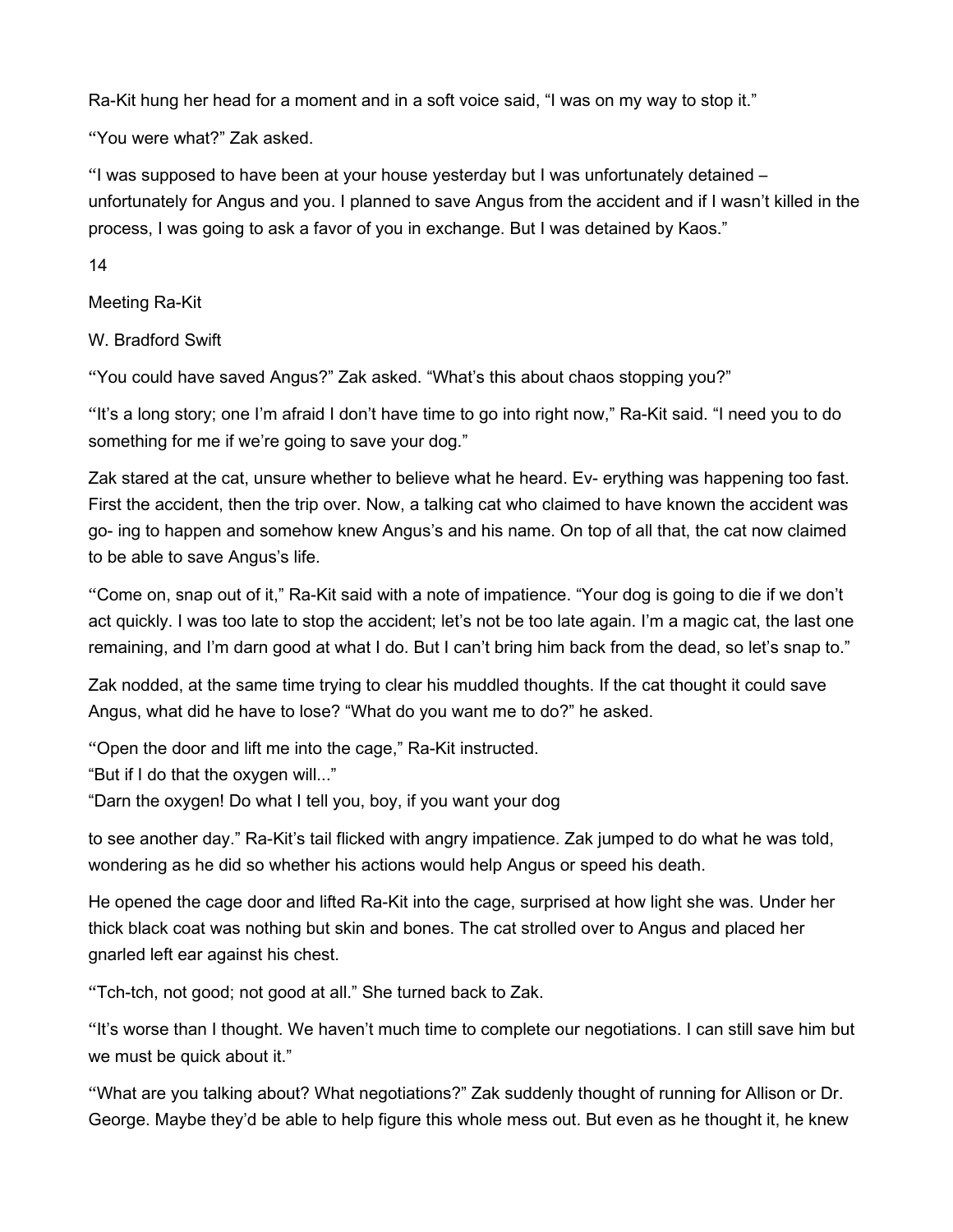Ra-Kit hung her head for a moment and in a soft voice said, "I was on my way to stop it."

"You were what?" Zak asked.

"I was supposed to have been at your house yesterday but I was unfortunately detained – unfortunately for Angus and you. I planned to save Angus from the accident and if I wasn't killed in the process, I was going to ask a favor of you in exchange. But I was detained by Kaos."

"You could have saved Angus?" Zak asked. "What's this about chaos stopping you?"

"It's a long story; one I'm afraid I don't have time to go into right now," Ra-Kit said. "I need you to do something for me if we're going to save your dog."

Zak stared at the cat, unsure whether to believe what he heard. Ev- erything was happening too fast. First the accident, then the trip over. Now, a talking cat who claimed to have known the accident was go- ing to happen and somehow knew Angus's and his name. On top of all that, the cat now claimed to be able to save Angus's life.

"Come on, snap out of it," Ra-Kit said with a note of impatience. "Your dog is going to die if we don't act quickly. I was too late to stop the accident; let's not be too late again. I'm a magic cat, the last one remaining, and I'm darn good at what I do. But I can't bring him back from the dead, so let's snap to."

Zak nodded, at the same time trying to clear his muddled thoughts. If the cat thought it could save Angus, what did he have to lose? "What do you want me to do?" he asked.

"Open the door and lift me into the cage," Ra-Kit instructed.

"But if I do that the oxygen will..."

"Darn the oxygen! Do what I tell you, boy, if you want your dog to see another day." Ra-Kit's tail flicked with angry impatience. Zak jumped to do what he was told, wondering as he did so whether his actions would help Angus or speed his death.

He opened the cage door and lifted Ra-Kit into the cage, surprised at how light she was. Under her thick black coat was nothing but skin and bones. The cat strolled over to Angus and placed her gnarled left ear against his chest.

"Tch-tch, not good; not good at all." She turned back to Zak.

"It's worse than I thought. We haven't much time to complete our negotiations. I can still save him but we must be quick about it."

"What are you talking about? What negotiations?" Zak suddenly thought of running for Allison or Dr. George. Maybe they'd be able to help figure this whole mess out. But even as he thought it, he knew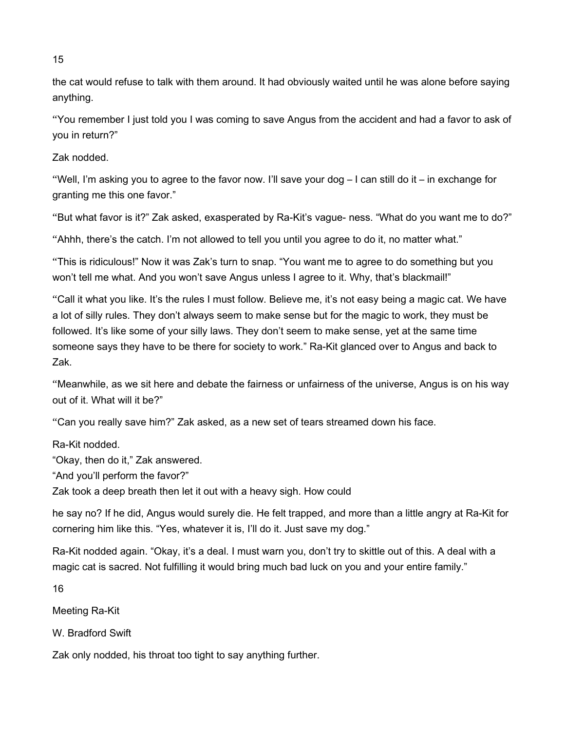the cat would refuse to talk with them around. It had obviously waited until he was alone before saying anything.

"You remember I just told you I was coming to save Angus from the accident and had a favor to ask of you in return?"

Zak nodded.

"Well, I'm asking you to agree to the favor now. I'll save your dog – I can still do it – in exchange for granting me this one favor."

"But what favor is it?" Zak asked, exasperated by Ra-Kit's vague- ness. "What do you want me to do?"

"Ahhh, there's the catch. I'm not allowed to tell you until you agree to do it, no matter what."

"This is ridiculous!" Now it was Zak's turn to snap. "You want me to agree to do something but you won't tell me what. And you won't save Angus unless I agree to it. Why, that's blackmail!"

"Call it what you like. It's the rules I must follow. Believe me, it's not easy being a magic cat. We have a lot of silly rules. They don't always seem to make sense but for the magic to work, they must be followed. It's like some of your silly laws. They don't seem to make sense, yet at the same time someone says they have to be there for society to work." Ra-Kit glanced over to Angus and back to Zak.

"Meanwhile, as we sit here and debate the fairness or unfairness of the universe, Angus is on his way out of it. What will it be?"

"Can you really save him?" Zak asked, as a new set of tears streamed down his face.

Ra-Kit nodded.

"Okay, then do it," Zak answered.

"And you'll perform the favor?"

Zak took a deep breath then let it out with a heavy sigh. How could he say no? If he did, Angus would surely die. He felt trapped, and more than a little angry at Ra-Kit for cornering him like this. "Yes, whatever it is, I'll do it. Just save my dog."

Ra-Kit nodded again. "Okay, it's a deal. I must warn you, don't try to skittle out of this. A deal with a magic cat is sacred. Not fulfilling it would bring much bad luck on you and your entire family."

Zak only nodded, his throat too tight to say anything further.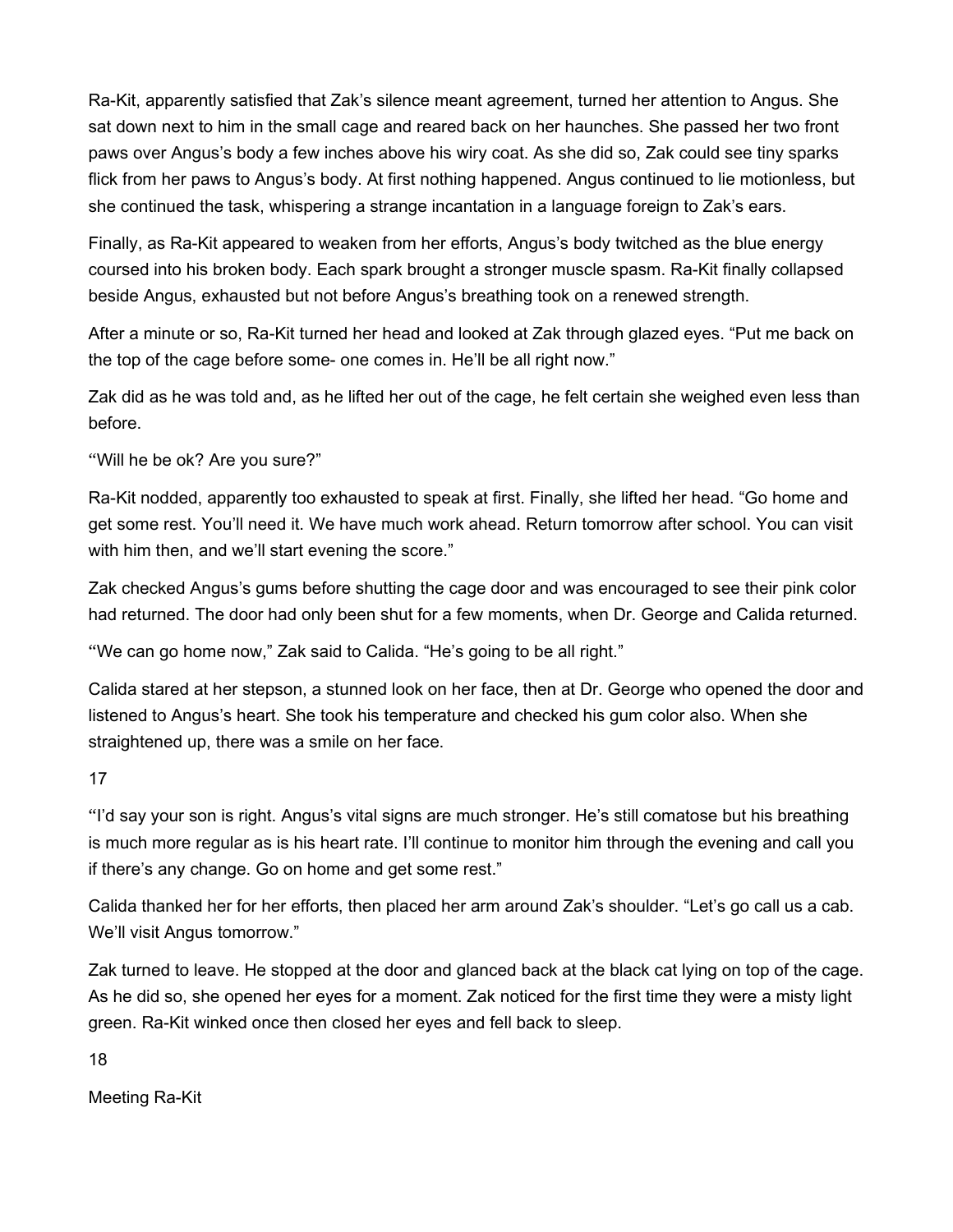Ra-Kit, apparently satisfied that Zak's silence meant agreement, turned her attention to Angus. She sat down next to him in the small cage and reared back on her haunches. She passed her two front paws over Angus's body a few inches above his wiry coat. As she did so, Zak could see tiny sparks flick from her paws to Angus's body. At first nothing happened. Angus continued to lie motionless, but she continued the task, whispering a strange incantation in a language foreign to Zak's ears.

Finally, as Ra-Kit appeared to weaken from her efforts, Angus's body twitched as the blue energy coursed into his broken body. Each spark brought a stronger muscle spasm. Ra-Kit finally collapsed beside Angus, exhausted but not before Angus's breathing took on a renewed strength.

After a minute or so, Ra-Kit turned her head and looked at Zak through glazed eyes. "Put me back on the top of the cage before some- one comes in. He'll be all right now."

Zak did as he was told and, as he lifted her out of the cage, he felt certain she weighed even less than before.

"Will he be ok? Are you sure?"

Ra-Kit nodded, apparently too exhausted to speak at first. Finally, she lifted her head. "Go home and get some rest. You'll need it. We have much work ahead. Return tomorrow after school. You can visit with him then, and we'll start evening the score."

Zak checked Angus's gums before shutting the cage door and was encouraged to see their pink color had returned. The door had only been shut for a few moments, when Dr. George and Calida returned.

"We can go home now," Zak said to Calida. "He's going to be all right."

Calida stared at her stepson, a stunned look on her face, then at Dr. George who opened the door and listened to Angus's heart. She took his temperature and checked his gum color also. When she straightened up, there was a smile on her face.

"I'd say your son is right. Angus's vital signs are much stronger. He's still comatose but his breathing is much more regular as is his heart rate. I'll continue to monitor him through the evening and call you if there's any change. Go on home and get some rest."

Calida thanked her for her efforts, then placed her arm around Zak's shoulder. "Let's go call us a cab. We'll visit Angus tomorrow."

Zak turned to leave. He stopped at the door and glanced back at the black cat lying on top of the cage. As he did so, she opened her eyes for a moment. Zak noticed for the first time they were a misty light green. Ra-Kit winked once then closed her eyes and fell back to sleep.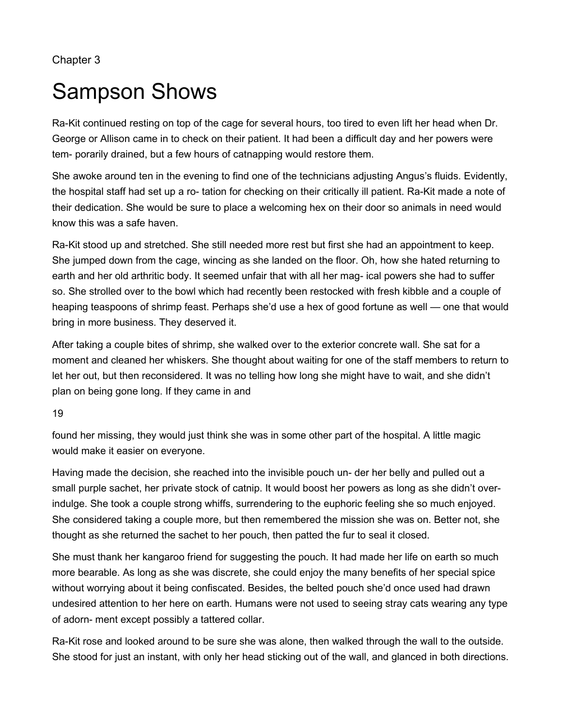Chapter 3

# Sampson Shows

Ra-Kit continued resting on top of the cage for several hours, too tired to even lift her head when Dr. George or Allison came in to check on their patient. It had been a difficult day and her powers were tem- porarily drained, but a few hours of catnapping would restore them.

She awoke around ten in the evening to find one of the technicians adjusting Angus's fluids. Evidently, the hospital staff had set up a ro- tation for checking on their critically ill patient. Ra-Kit made a note of their dedication. She would be sure to place a welcoming hex on their door so animals in need would know this was a safe haven.

Ra-Kit stood up and stretched. She still needed more rest but first she had an appointment to keep. She jumped down from the cage, wincing as she landed on the floor. Oh, how she hated returning to earth and her old arthritic body. It seemed unfair that with all her mag- ical powers she had to suffer so. She strolled over to the bowl which had recently been restocked with fresh kibble and a couple of heaping teaspoons of shrimp feast. Perhaps she'd use a hex of good fortune as well — one that would bring in more business. They deserved it.

After taking a couple bites of shrimp, she walked over to the exterior concrete wall. She sat for a moment and cleaned her whiskers. She thought about waiting for one of the staff members to return to let her out, but then reconsidered. It was no telling how long she might have to wait, and she didn't plan on being gone long. If they came in and found her missing, they would just think she was in some other part of the hospital. A little magic would make it easier on everyone.

Having made the decision, she reached into the invisible pouch un- der her belly and pulled out a small purple sachet, her private stock of catnip. It would boost her powers as long as she didn't over-indulge. She took a couple strong whiffs, surrendering to the euphoric feeling she so much enjoyed. She considered taking a couple more, but then remembered the mission she was on. Better not, she thought as she returned the sachet to her pouch, then patted the fur to seal it closed.

She must thank her kangaroo friend for suggesting the pouch. It had made her life on earth so much more bearable. As long as she was discrete, she could enjoy the many benefits of her special spice without worrying about it being confiscated. Besides, the belted pouch she'd once used had drawn undesired attention to her here on earth. Humans were not used to seeing stray cats wearing any type of adorn- ment except possibly a tattered collar.

Ra-Kit rose and looked around to be sure she was alone, then walked through the wall to the outside. She stood for just an instant, with only her head sticking out of the wall, and glanced in both directions.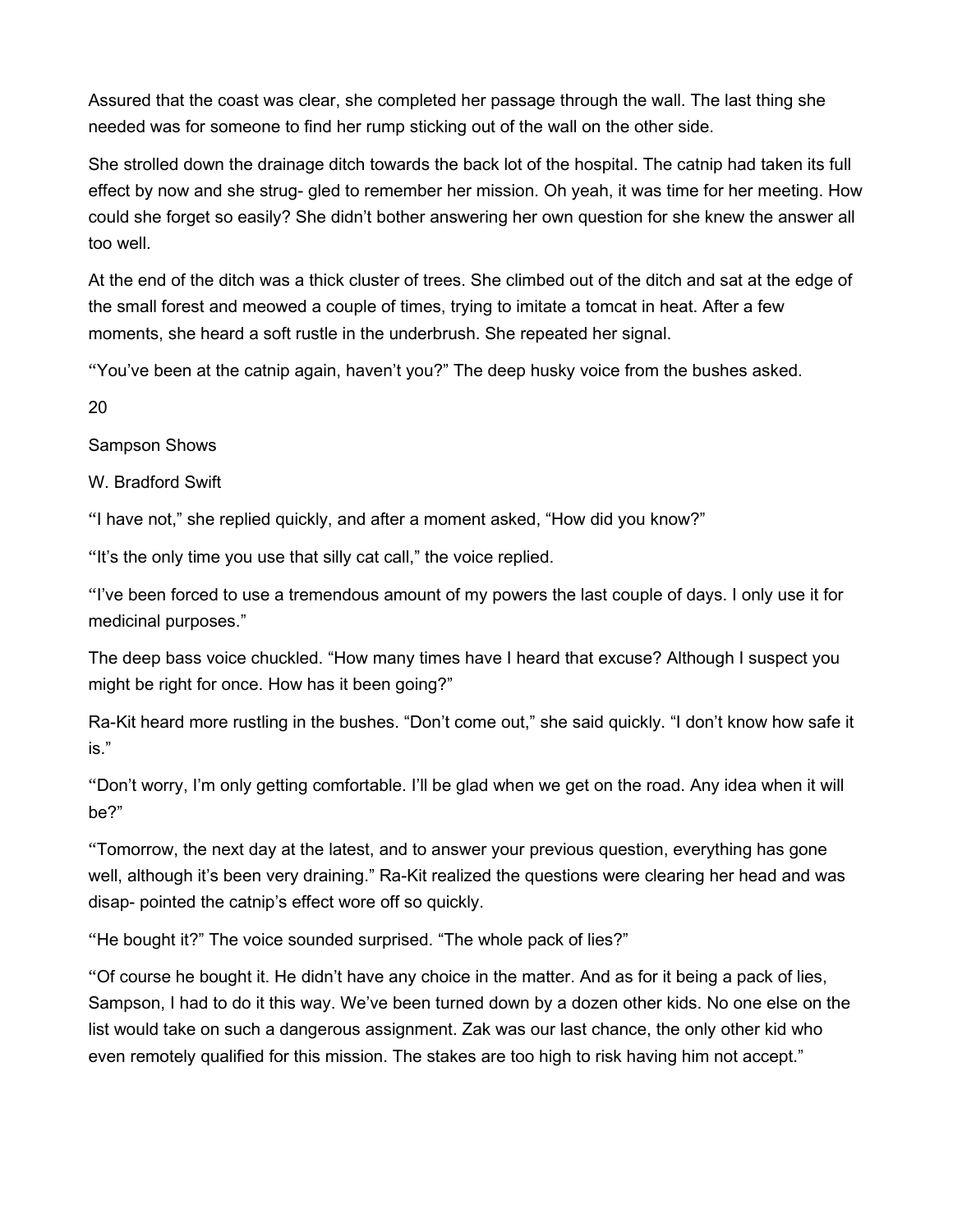Assured that the coast was clear, she completed her passage through the wall. The last thing she needed was for someone to find her rump sticking out of the wall on the other side.

She strolled down the drainage ditch towards the back lot of the hospital. The catnip had taken its full effect by now and she strug- gled to remember her mission. Oh yeah, it was time for her meeting. How could she forget so easily? She didn't bother answering her own question for she knew the answer all too well.

At the end of the ditch was a thick cluster of trees. She climbed out of the ditch and sat at the edge of the small forest and meowed a couple of times, trying to imitate a tomcat in heat. After a few moments, she heard a soft rustle in the underbrush. She repeated her signal.

"You've been at the catnip again, haven't you?" The deep husky voice from the bushes asked.

"I have not," she replied quickly, and after a moment asked, "How did you know?"

"It's the only time you use that silly cat call," the voice replied.

"I've been forced to use a tremendous amount of my powers the last couple of days. I only use it for medicinal purposes."

The deep bass voice chuckled. "How many times have I heard that excuse? Although I suspect you might be right for once. How has it been going?"

Ra-Kit heard more rustling in the bushes. "Don't come out," she said quickly. "I don't know how safe it is."

"Don't worry, I'm only getting comfortable. I'll be glad when we get on the road. Any idea when it will be?"

"Tomorrow, the next day at the latest, and to answer your previous question, everything has gone well, although it's been very draining." Ra-Kit realized the questions were clearing her head and was disap- pointed the catnip's effect wore off so quickly.

"He bought it?" The voice sounded surprised. "The whole pack of lies?"

"Of course he bought it. He didn't have any choice in the matter. And as for it being a pack of lies, Sampson, I had to do it this way. We've been turned down by a dozen other kids. No one else on the list would take on such a dangerous assignment. Zak was our last chance, the only other kid who even remotely qualified for this mission. The stakes are too high to risk having him not accept."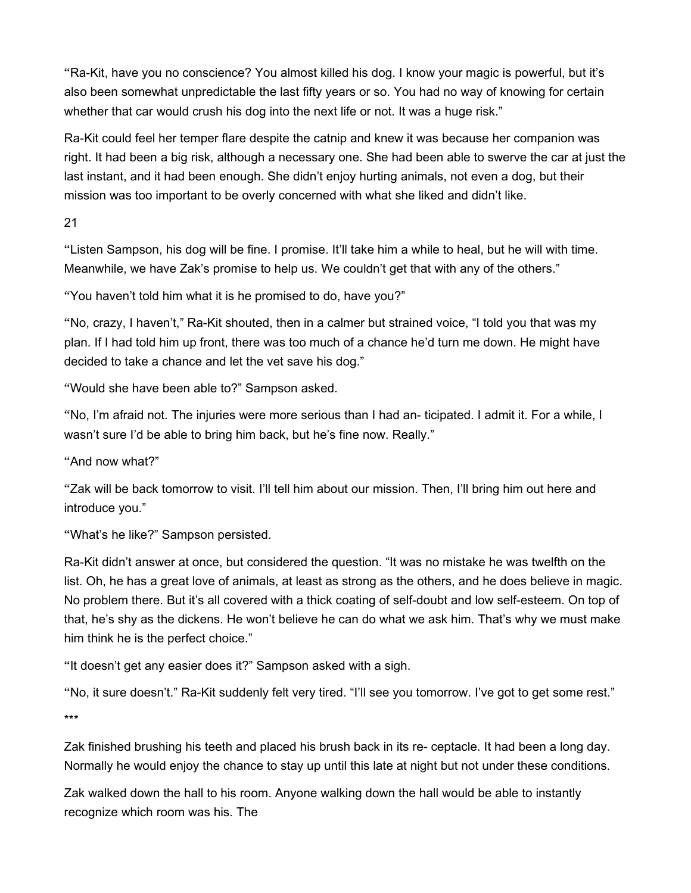"Ra-Kit, have you no conscience? You almost killed his dog. I know your magic is powerful, but it's also been somewhat unpredictable the last fifty years or so. You had no way of knowing for certain whether that car would crush his dog into the next life or not. It was a huge risk."

Ra-Kit could feel her temper flare despite the catnip and knew it was because her companion was right. It had been a big risk, although a necessary one. She had been able to swerve the car at just the last instant, and it had been enough. She didn't enjoy hurting animals, not even a dog, but their mission was too important to be overly concerned with what she liked and didn't like.

"Listen Sampson, his dog will be fine. I promise. It'll take him a while to heal, but he will with time. Meanwhile, we have Zak's promise to help us. We couldn't get that with any of the others."

"You haven't told him what it is he promised to do, have you?"

"No, crazy, I haven't," Ra-Kit shouted, then in a calmer but strained voice, "I told you that was my plan. If I had told him up front, there was too much of a chance he'd turn me down. He might have decided to take a chance and let the vet save his dog."

"Would she have been able to?" Sampson asked.

"No, I'm afraid not. The injuries were more serious than I had an- ticipated. I admit it. For a while, I wasn't sure I'd be able to bring him back, but he's fine now. Really."

"And now what?"

"Zak will be back tomorrow to visit. I'll tell him about our mission. Then, I'll bring him out here and introduce you."

"What's he like?" Sampson persisted.

Ra-Kit didn't answer at once, but considered the question. "It was no mistake he was twelfth on the list. Oh, he has a great love of animals, at least as strong as the others, and he does believe in magic. No problem there. But it's all covered with a thick coating of self-doubt and low self-esteem. On top of that, he's shy as the dickens. He won't believe he can do what we ask him. That's why we must make him think he is the perfect choice."

"It doesn't get any easier does it?" Sampson asked with a sigh.

"No, it sure doesn't." Ra-Kit suddenly felt very tired. "I'll see you tomorrow. I've got to get some rest."

***

Zak finished brushing his teeth and placed his brush back in its re- ceptacle. It had been a long day. Normally he would enjoy the chance to stay up until this late at night but not under these conditions.

Zak walked down the hall to his room. Anyone walking down the hall would be able to instantly recognize which room was his. The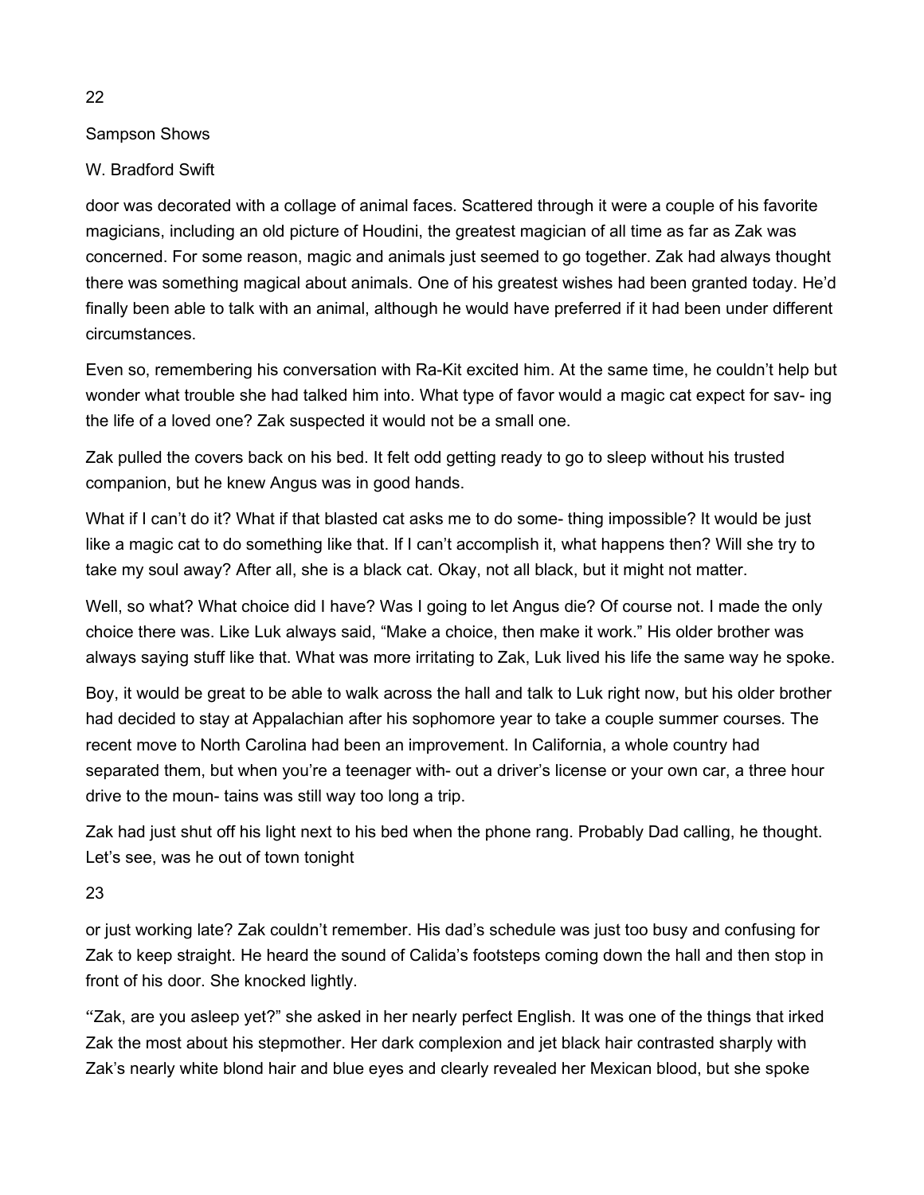door was decorated with a collage of animal faces. Scattered through it were a couple of his favorite magicians, including an old picture of Houdini, the greatest magician of all time as far as Zak was concerned. For some reason, magic and animals just seemed to go together. Zak had always thought there was something magical about animals. One of his greatest wishes had been granted today. He'd finally been able to talk with an animal, although he would have preferred if it had been under different circumstances.

Even so, remembering his conversation with Ra-Kit excited him. At the same time, he couldn't help but wonder what trouble she had talked him into. What type of favor would a magic cat expect for sav- ing the life of a loved one? Zak suspected it would not be a small one.

Zak pulled the covers back on his bed. It felt odd getting ready to go to sleep without his trusted companion, but he knew Angus was in good hands.

What if I can't do it? What if that blasted cat asks me to do some- thing impossible? It would be just like a magic cat to do something like that. If I can't accomplish it, what happens then? Will she try to take my soul away? After all, she is a black cat. Okay, not all black, but it might not matter.

Well, so what? What choice did I have? Was I going to let Angus die? Of course not. I made the only choice there was. Like Luk always said, "Make a choice, then make it work." His older brother was always saying stuff like that. What was more irritating to Zak, Luk lived his life the same way he spoke.

Boy, it would be great to be able to walk across the hall and talk to Luk right now, but his older brother had decided to stay at Appalachian after his sophomore year to take a couple summer courses. The recent move to North Carolina had been an improvement. In California, a whole country had separated them, but when you're a teenager with- out a driver's license or your own car, a three hour drive to the moun- tains was still way too long a trip.

Zak had just shut off his light next to his bed when the phone rang. Probably Dad calling, he thought. Let's see, was he out of town tonight or just working late? Zak couldn't remember. His dad's schedule was just too busy and confusing for Zak to keep straight. He heard the sound of Calida's footsteps coming down the hall and then stop in front of his door. She knocked lightly.

"Zak, are you asleep yet?" she asked in her nearly perfect English. It was one of the things that irked Zak the most about his stepmother. Her dark complexion and jet black hair contrasted sharply with Zak's nearly white blond hair and blue eyes and clearly revealed her Mexican blood, but she spoke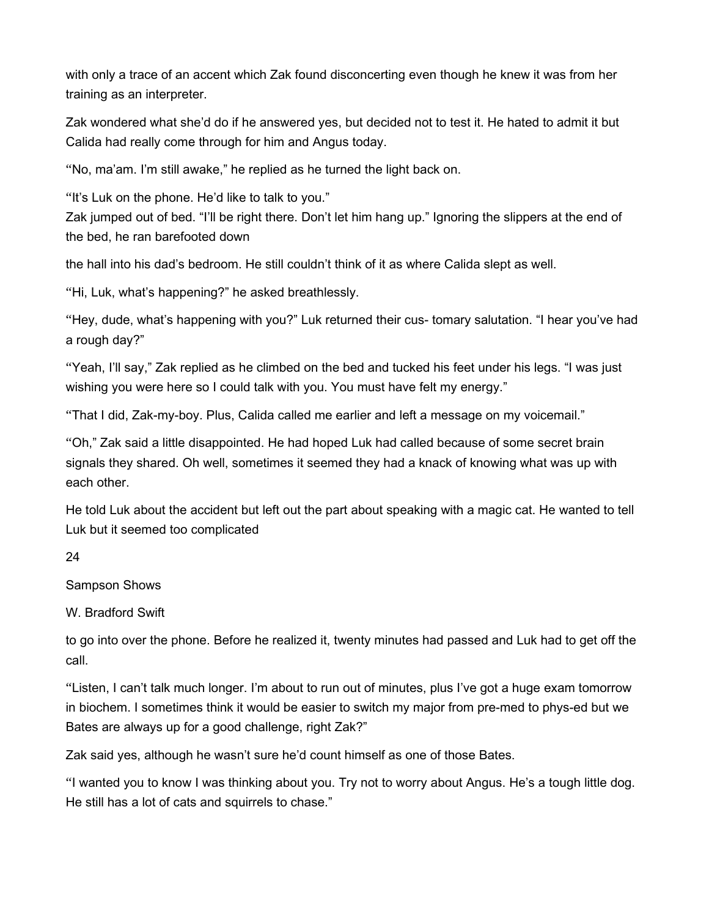with only a trace of an accent which Zak found disconcerting even though he knew it was from her training as an interpreter.

Zak wondered what she'd do if he answered yes, but decided not to test it. He hated to admit it but Calida had really come through for him and Angus today.

"No, ma'am. I'm still awake," he replied as he turned the light back on.

"It's Luk on the phone. He'd like to talk to you."

Zak jumped out of bed. "I'll be right there. Don't let him hang up." Ignoring the slippers at the end of the bed, he ran barefooted down the hall into his dad's bedroom. He still couldn't think of it as where Calida slept as well.

"Hi, Luk, what's happening?" he asked breathlessly.

"Hey, dude, what's happening with you?" Luk returned their cus- tomary salutation. "I hear you've had a rough day?"

"Yeah, I'll say," Zak replied as he climbed on the bed and tucked his feet under his legs. "I was just wishing you were here so I could talk with you. You must have felt my energy."

"That I did, Zak-my-boy. Plus, Calida called me earlier and left a message on my voicemail."

"Oh," Zak said a little disappointed. He had hoped Luk had called because of some secret brain signals they shared. Oh well, sometimes it seemed they had a knack of knowing what was up with each other.

He told Luk about the accident but left out the part about speaking with a magic cat. He wanted to tell Luk but it seemed too complicated to go into over the phone. Before he realized it, twenty minutes had passed and Luk had to get off the call.

"Listen, I can't talk much longer. I'm about to run out of minutes, plus I've got a huge exam tomorrow in biochem. I sometimes think it would be easier to switch my major from pre-med to phys-ed but we Bates are always up for a good challenge, right Zak?"

Zak said yes, although he wasn't sure he'd count himself as one of those Bates.

"I wanted you to know I was thinking about you. Try not to worry about Angus. He's a tough little dog. He still has a lot of cats and squirrels to chase."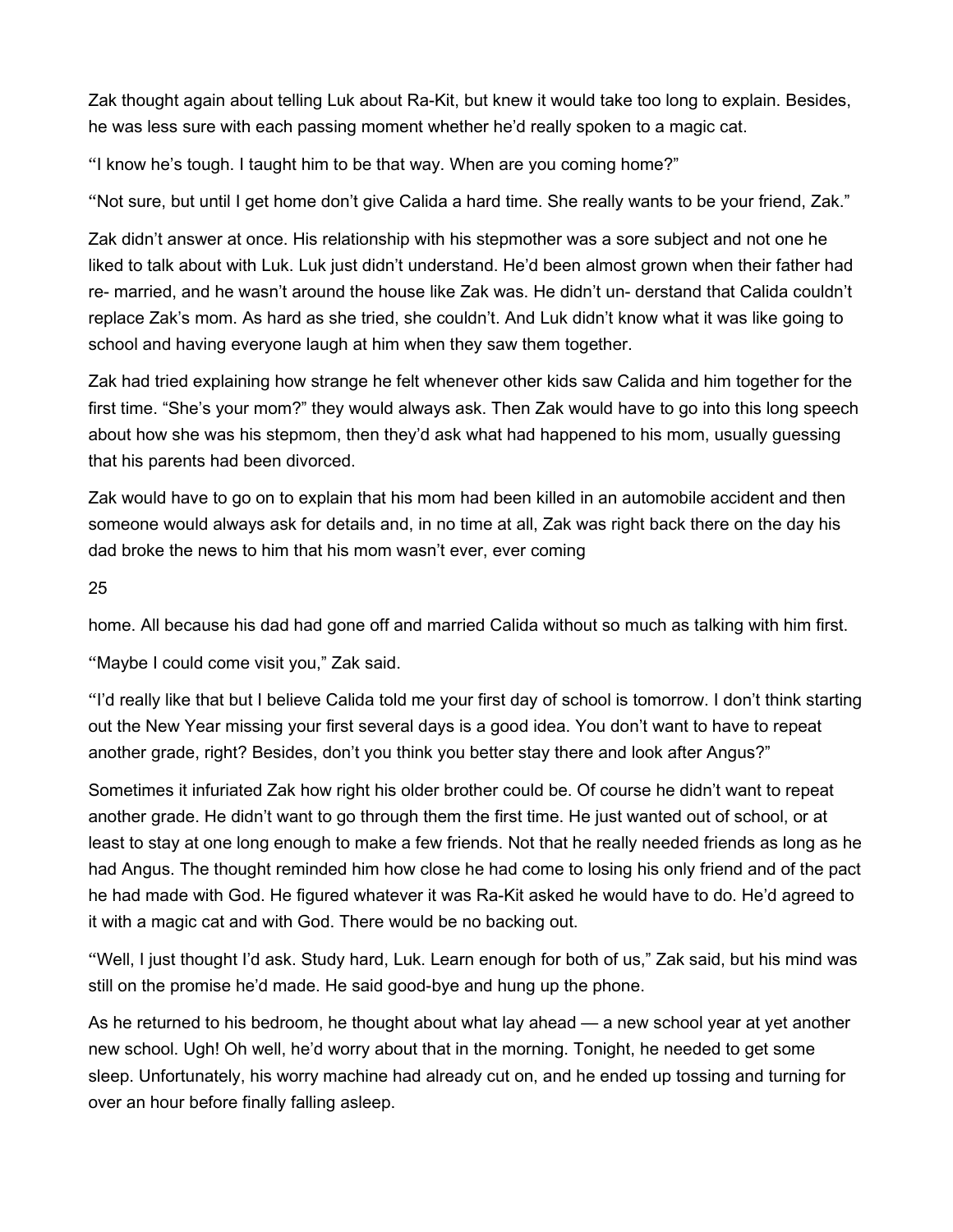Zak thought again about telling Luk about Ra-Kit, but knew it would take too long to explain. Besides, he was less sure with each passing moment whether he'd really spoken to a magic cat.

"I know he's tough. I taught him to be that way. When are you coming home?"

"Not sure, but until I get home don't give Calida a hard time. She really wants to be your friend, Zak."

Zak didn't answer at once. His relationship with his stepmother was a sore subject and not one he liked to talk about with Luk. Luk just didn't understand. He'd been almost grown when their father had re- married, and he wasn't around the house like Zak was. He didn't un- derstand that Calida couldn't replace Zak's mom. As hard as she tried, she couldn't. And Luk didn't know what it was like going to school and having everyone laugh at him when they saw them together.

Zak had tried explaining how strange he felt whenever other kids saw Calida and him together for the first time. "She's your mom?" they would always ask. Then Zak would have to go into this long speech about how she was his stepmom, then they'd ask what had happened to his mom, usually guessing that his parents had been divorced.

Zak would have to go on to explain that his mom had been killed in an automobile accident and then someone would always ask for details and, in no time at all, Zak was right back there on the day his dad broke the news to him that his mom wasn't ever, ever coming home. All because his dad had gone off and married Calida without so much as talking with him first.

"Maybe I could come visit you," Zak said.

"I'd really like that but I believe Calida told me your first day of school is tomorrow. I don't think starting out the New Year missing your first several days is a good idea. You don't want to have to repeat another grade, right? Besides, don't you think you better stay there and look after Angus?"

Sometimes it infuriated Zak how right his older brother could be. Of course he didn't want to repeat another grade. He didn't want to go through them the first time. He just wanted out of school, or at least to stay at one long enough to make a few friends. Not that he really needed friends as long as he had Angus. The thought reminded him how close he had come to losing his only friend and of the pact he had made with God. He figured whatever it was Ra-Kit asked he would have to do. He'd agreed to it with a magic cat and with God. There would be no backing out.

"Well, I just thought I'd ask. Study hard, Luk. Learn enough for both of us," Zak said, but his mind was still on the promise he'd made. He said good-bye and hung up the phone.

As he returned to his bedroom, he thought about what lay ahead — a new school year at yet another new school. Ugh! Oh well, he'd worry about that in the morning. Tonight, he needed to get some sleep. Unfortunately, his worry machine had already cut on, and he ended up tossing and turning for over an hour before finally falling asleep.